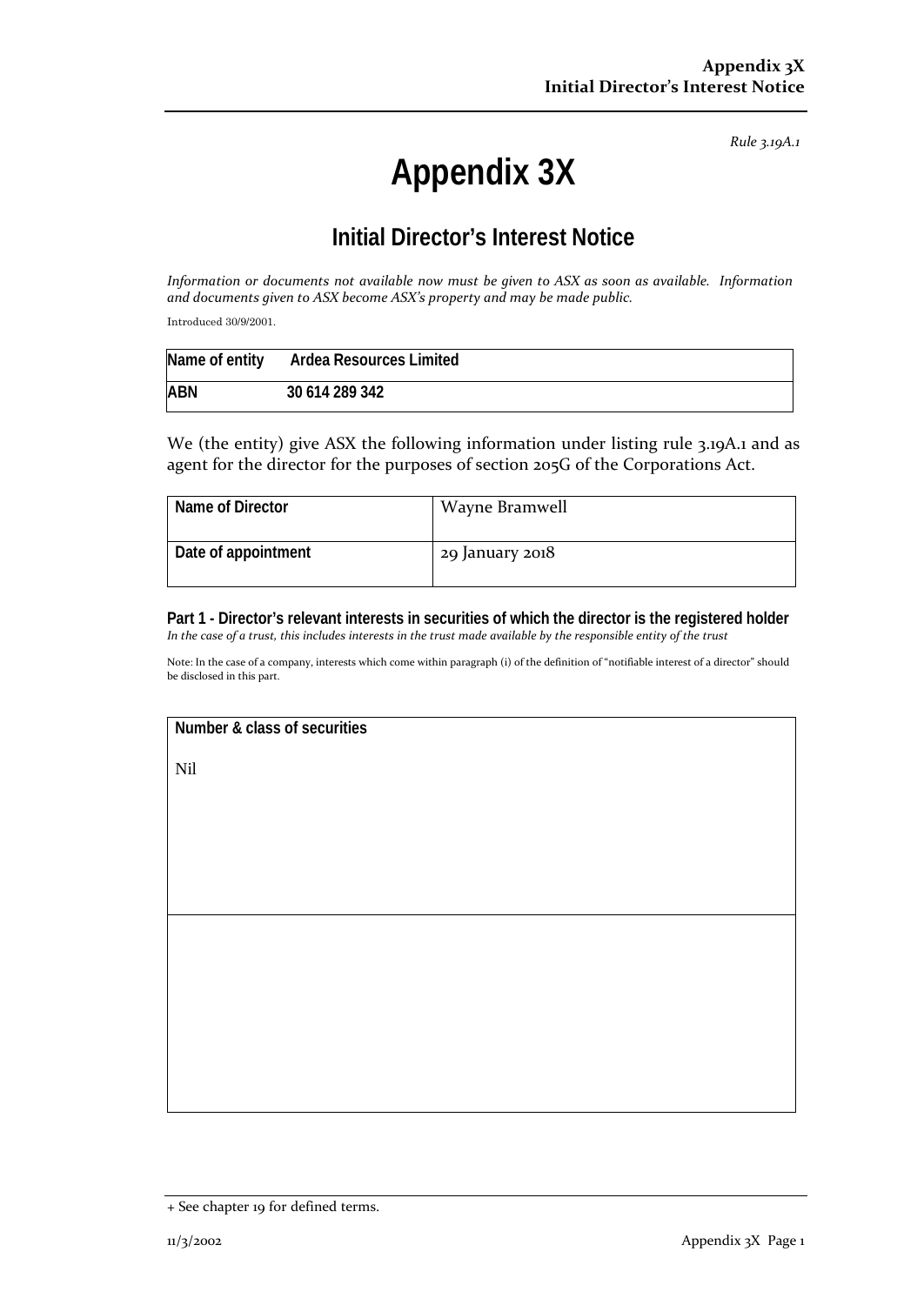*Rule 3.19A.1*

# Appendix 3X

## Initial Director's Interest Notice

*Information or documents not available now must be given to ASX as soon as available. Information and documents given to ASX become ASX's property and may be made public.*

Introduced 30/9/2001.

| Name of entity | Ardea Resources Limited |
|---|---|
| ABN | 30 614 289 342 |

We (the entity) give ASX the following information under listing rule 3.19A.1 and as agent for the director for the purposes of section 205G of the Corporations Act.

| Name of Director | Wayne Bramwell |
|---|---|
| Date of appointment | 29 January 2018 |

**Part 1 - Director's relevant interests in securities of which the director is the registered holder**

*In the case of a trust, this includes interests in the trust made available by the responsible entity of the trust*

Note: In the case of a company, interests which come within paragraph (i) of the definition of "notifiable interest of a director" should be disclosed in this part.

| Number & class of securities |
|---|
| Nil |
| |

+ See chapter 19 for defined terms.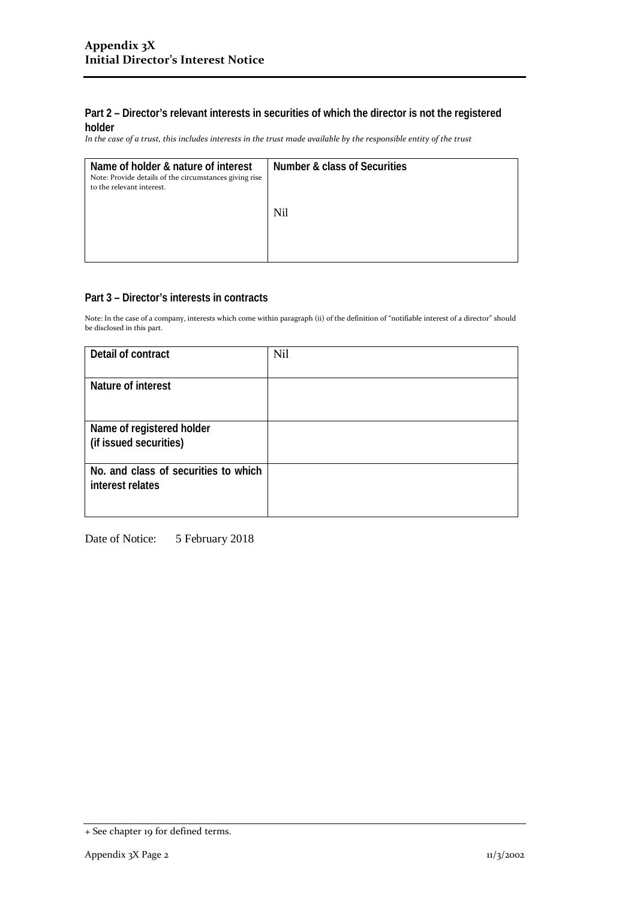## Part 2 – Director's relevant interests in securities of which the director is not the registered holder

*In the case of a trust, this includes interests in the trust made available by the responsible entity of the trust*

| Name of holder & nature of interest<br>Note: Provide details of the circumstances giving rise to the relevant interest. | Number & class of Securities |
|---|---|
| | Nil |

## Part 3 – Director's interests in contracts

Note: In the case of a company, interests which come within paragraph (ii) of the definition of "notifiable interest of a director" should be disclosed in this part.

| | |
|---|---|
| Detail of contract | Nil |
| Nature of interest | |
| Name of registered holder (if issued securities) | |
| No. and class of securities to which interest relates | |

Date of Notice: 5 February 2018

+ See chapter 19 for defined terms.